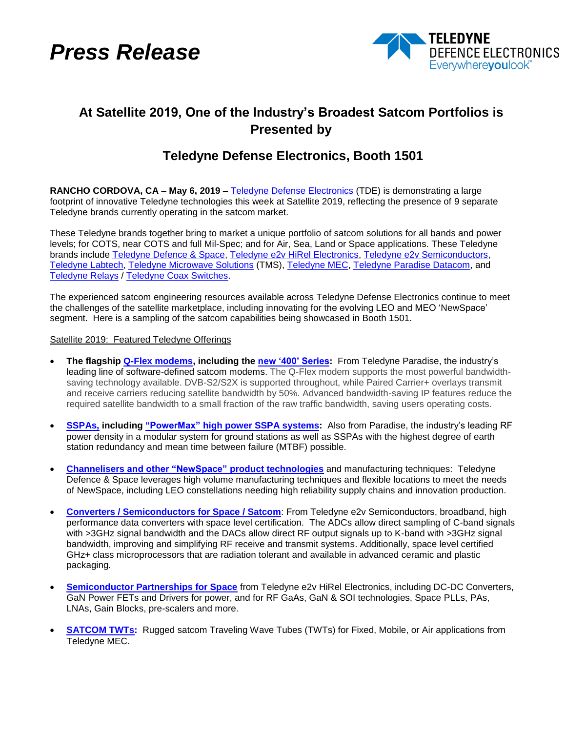# *Press Release*

TELEDYNE DEFENCE ELECTRONICS Everywhereyoulook™

## At Satellite 2019, One of the Industry's Broadest Satcom Portfolios is Presented by

## Teledyne Defense Electronics, Booth 1501

**RANCHO CORDOVA, CA – May 6, 2019 –** Teledyne Defense Electronics (TDE) is demonstrating a large footprint of innovative Teledyne technologies this week at Satellite 2019, reflecting the presence of 9 separate Teledyne brands currently operating in the satcom market.

These Teledyne brands together bring to market a unique portfolio of satcom solutions for all bands and power levels; for COTS, near COTS and full Mil-Spec; and for Air, Sea, Land or Space applications. These Teledyne brands include Teledyne Defence & Space, Teledyne e2v HiRel Electronics, Teledyne e2v Semiconductors, Teledyne Labtech, Teledyne Microwave Solutions (TMS), Teledyne MEC, Teledyne Paradise Datacom, and Teledyne Relays / Teledyne Coax Switches.

The experienced satcom engineering resources available across Teledyne Defense Electronics continue to meet the challenges of the satellite marketplace, including innovating for the evolving LEO and MEO 'NewSpace' segment. Here is a sampling of the satcom capabilities being showcased in Booth 1501.

Satellite 2019: Featured Teledyne Offerings

- **The flagship Q-Flex modems, including the new '400' Series:** From Teledyne Paradise, the industry's leading line of software-defined satcom modems. The Q-Flex modem supports the most powerful bandwidth-saving technology available. DVB-S2/S2X is supported throughout, while Paired Carrier+ overlays transmit and receive carriers reducing satellite bandwidth by 50%. Advanced bandwidth-saving IP features reduce the required satellite bandwidth to a small fraction of the raw traffic bandwidth, saving users operating costs.

- **SSPAs, including "PowerMax" high power SSPA systems:** Also from Paradise, the industry's leading RF power density in a modular system for ground stations as well as SSPAs with the highest degree of earth station redundancy and mean time between failure (MTBF) possible.

- **Channelisers and other "NewSpace" product technologies** and manufacturing techniques: Teledyne Defence & Space leverages high volume manufacturing techniques and flexible locations to meet the needs of NewSpace, including LEO constellations needing high reliability supply chains and innovation production.

- **Converters / Semiconductors for Space / Satcom**: From Teledyne e2v Semiconductors, broadband, high performance data converters with space level certification. The ADCs allow direct sampling of C-band signals with >3GHz signal bandwidth and the DACs allow direct RF output signals up to K-band with >3GHz signal bandwidth, improving and simplifying RF receive and transmit systems. Additionally, space level certified GHz+ class microprocessors that are radiation tolerant and available in advanced ceramic and plastic packaging.

- **Semiconductor Partnerships for Space** from Teledyne e2v HiRel Electronics, including DC-DC Converters, GaN Power FETs and Drivers for power, and for RF GaAs, GaN & SOI technologies, Space PLLs, PAs, LNAs, Gain Blocks, pre-scalers and more.

- **SATCOM TWTs:** Rugged satcom Traveling Wave Tubes (TWTs) for Fixed, Mobile, or Air applications from Teledyne MEC.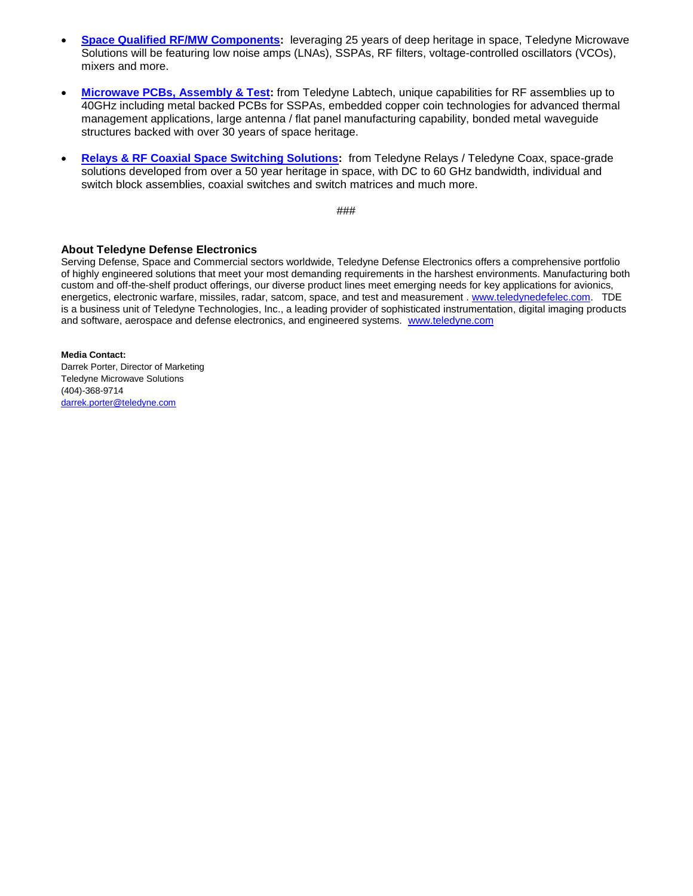- **Space Qualified RF/MW Components:** leveraging 25 years of deep heritage in space, Teledyne Microwave Solutions will be featuring low noise amps (LNAs), SSPAs, RF filters, voltage-controlled oscillators (VCOs), mixers and more.

- **Microwave PCBs, Assembly & Test:** from Teledyne Labtech, unique capabilities for RF assemblies up to 40GHz including metal backed PCBs for SSPAs, embedded copper coin technologies for advanced thermal management applications, large antenna / flat panel manufacturing capability, bonded metal waveguide structures backed with over 30 years of space heritage.

- **Relays & RF Coaxial Space Switching Solutions:** from Teledyne Relays / Teledyne Coax, space-grade solutions developed from over a 50 year heritage in space, with DC to 60 GHz bandwidth, individual and switch block assemblies, coaxial switches and switch matrices and much more.

###

## About Teledyne Defense Electronics

Serving Defense, Space and Commercial sectors worldwide, Teledyne Defense Electronics offers a comprehensive portfolio of highly engineered solutions that meet your most demanding requirements in the harshest environments. Manufacturing both custom and off-the-shelf product offerings, our diverse product lines meet emerging needs for key applications for avionics, energetics, electronic warfare, missiles, radar, satcom, space, and test and measurement . www.teledynedefelec.com. TDE is a business unit of Teledyne Technologies, Inc., a leading provider of sophisticated instrumentation, digital imaging products and software, aerospace and defense electronics, and engineered systems. www.teledyne.com

**Media Contact:**
Darrek Porter, Director of Marketing
Teledyne Microwave Solutions
(404)-368-9714
darrek.porter@teledyne.com